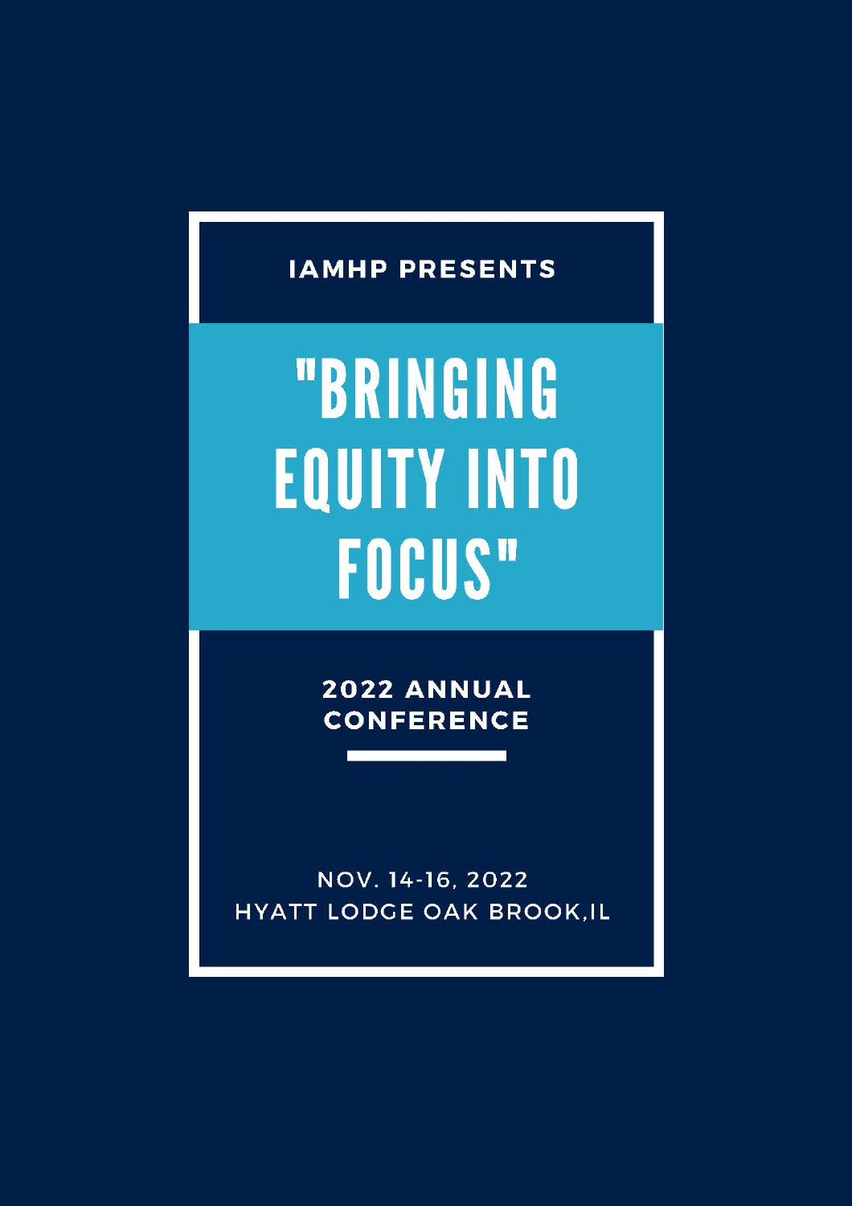IAMHP PRESENTS

# "BRINGING EQUITY INTO FOCUS"

## 2022 ANNUAL CONFERENCE

NOV. 14-16, 2022
HYATT LODGE OAK BROOK,IL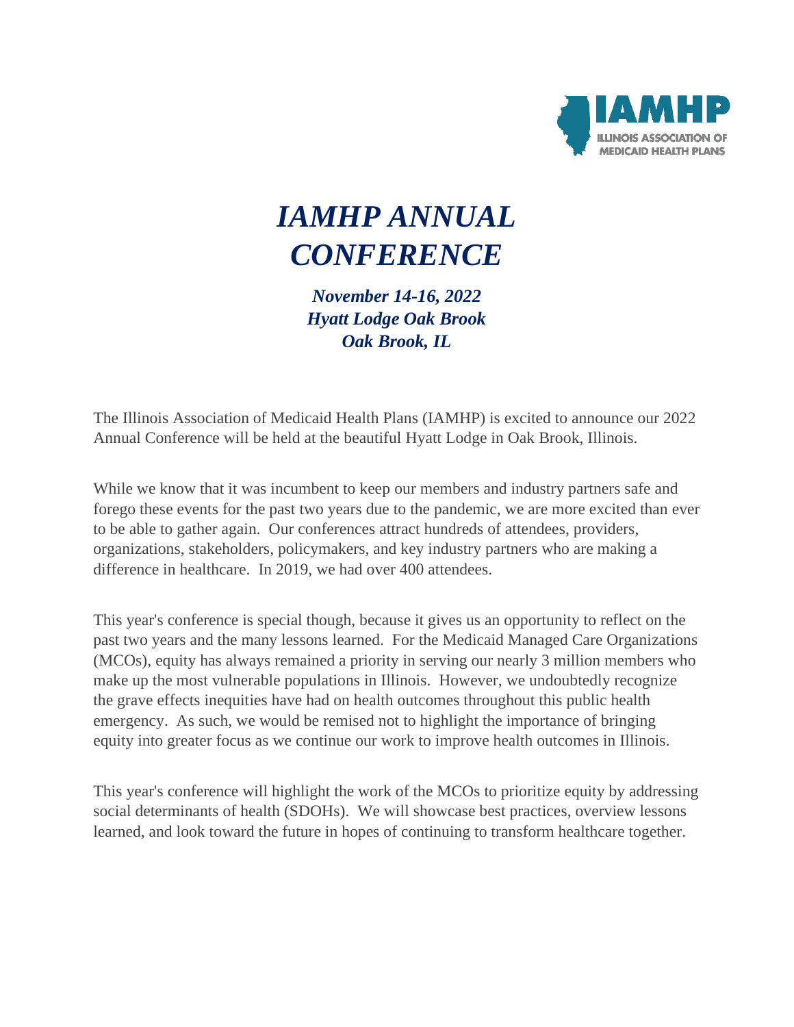# *IAMHP ANNUAL CONFERENCE*

***November 14-16, 2022***
***Hyatt Lodge Oak Brook***
***Oak Brook, IL***

The Illinois Association of Medicaid Health Plans (IAMHP) is excited to announce our 2022 Annual Conference will be held at the beautiful Hyatt Lodge in Oak Brook, Illinois.

While we know that it was incumbent to keep our members and industry partners safe and forego these events for the past two years due to the pandemic, we are more excited than ever to be able to gather again. Our conferences attract hundreds of attendees, providers, organizations, stakeholders, policymakers, and key industry partners who are making a difference in healthcare. In 2019, we had over 400 attendees.

This year's conference is special though, because it gives us an opportunity to reflect on the past two years and the many lessons learned. For the Medicaid Managed Care Organizations (MCOs), equity has always remained a priority in serving our nearly 3 million members who make up the most vulnerable populations in Illinois. However, we undoubtedly recognize the grave effects inequities have had on health outcomes throughout this public health emergency. As such, we would be remised not to highlight the importance of bringing equity into greater focus as we continue our work to improve health outcomes in Illinois.

This year's conference will highlight the work of the MCOs to prioritize equity by addressing social determinants of health (SDOHs). We will showcase best practices, overview lessons learned, and look toward the future in hopes of continuing to transform healthcare together.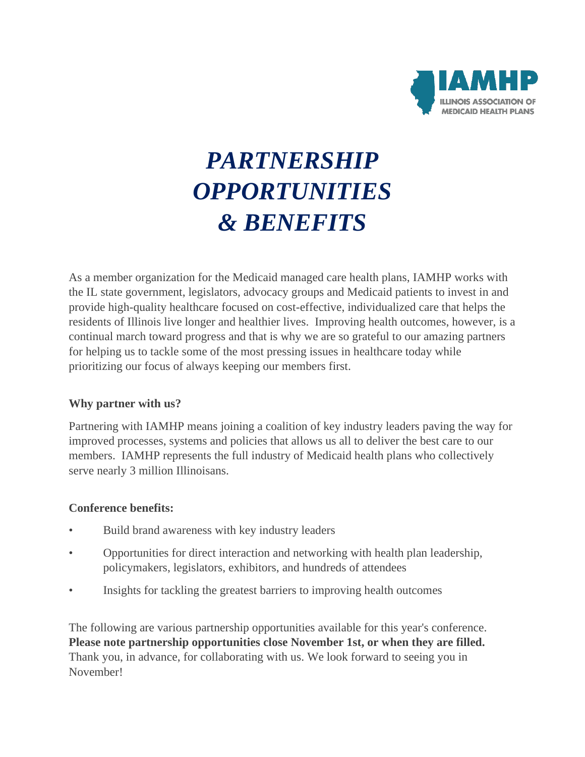# *PARTNERSHIP OPPORTUNITIES & BENEFITS*

As a member organization for the Medicaid managed care health plans, IAMHP works with the IL state government, legislators, advocacy groups and Medicaid patients to invest in and provide high-quality healthcare focused on cost-effective, individualized care that helps the residents of Illinois live longer and healthier lives. Improving health outcomes, however, is a continual march toward progress and that is why we are so grateful to our amazing partners for helping us to tackle some of the most pressing issues in healthcare today while prioritizing our focus of always keeping our members first.

**Why partner with us?**

Partnering with IAMHP means joining a coalition of key industry leaders paving the way for improved processes, systems and policies that allows us all to deliver the best care to our members. IAMHP represents the full industry of Medicaid health plans who collectively serve nearly 3 million Illinoisans.

**Conference benefits:**

- Build brand awareness with key industry leaders
- Opportunities for direct interaction and networking with health plan leadership, policymakers, legislators, exhibitors, and hundreds of attendees
- Insights for tackling the greatest barriers to improving health outcomes

The following are various partnership opportunities available for this year's conference. **Please note partnership opportunities close November 1st, or when they are filled.** Thank you, in advance, for collaborating with us. We look forward to seeing you in November!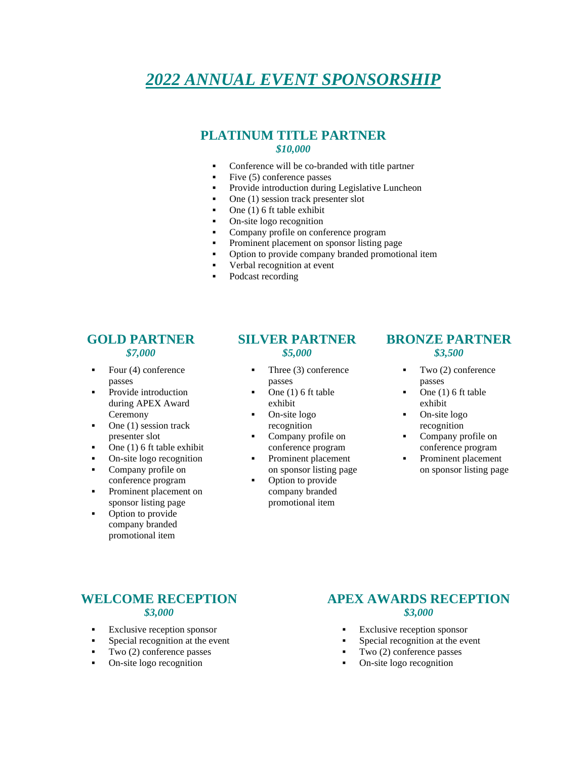# *2022 ANNUAL EVENT SPONSORSHIP*

## PLATINUM TITLE PARTNER

***$10,000***

- Conference will be co-branded with title partner
- Five (5) conference passes
- Provide introduction during Legislative Luncheon
- One (1) session track presenter slot
- One (1) 6 ft table exhibit
- On-site logo recognition
- Company profile on conference program
- Prominent placement on sponsor listing page
- Option to provide company branded promotional item
- Verbal recognition at event
- Podcast recording

## GOLD PARTNER

***$7,000***

- Four (4) conference passes
- Provide introduction during APEX Award Ceremony
- One (1) session track presenter slot
- One (1) 6 ft table exhibit
- On-site logo recognition
- Company profile on conference program
- Prominent placement on sponsor listing page
- Option to provide company branded promotional item

## SILVER PARTNER

***$5,000***

- Three (3) conference passes
- One (1) 6 ft table exhibit
- On-site logo recognition
- Company profile on conference program
- Prominent placement on sponsor listing page
- Option to provide company branded promotional item

## BRONZE PARTNER

***$3,500***

- Two (2) conference passes
- One (1) 6 ft table exhibit
- On-site logo recognition
- Company profile on conference program
- Prominent placement on sponsor listing page

## WELCOME RECEPTION

***$3,000***

- Exclusive reception sponsor
- Special recognition at the event
- Two (2) conference passes
- On-site logo recognition

## APEX AWARDS RECEPTION

***$3,000***

- Exclusive reception sponsor
- Special recognition at the event
- Two (2) conference passes
- On-site logo recognition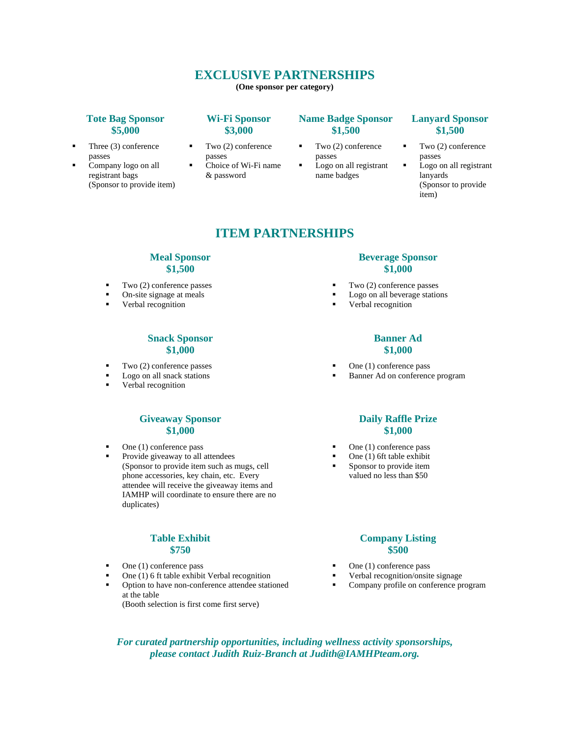# EXCLUSIVE PARTNERSHIPS

**(One sponsor per category)**

### Tote Bag Sponsor
**$5,000**

- Three (3) conference passes
- Company logo on all registrant bags (Sponsor to provide item)

### Wi-Fi Sponsor
**$3,000**

- Two (2) conference passes
- Choice of Wi-Fi name & password

### Name Badge Sponsor
**$1,500**

- Two (2) conference passes
- Logo on all registrant name badges

### Lanyard Sponsor
**$1,500**

- Two (2) conference passes
- Logo on all registrant lanyards (Sponsor to provide item)

# ITEM PARTNERSHIPS

### Meal Sponsor
**$1,500**

- Two (2) conference passes
- On-site signage at meals
- Verbal recognition

### Beverage Sponsor
**$1,000**

- Two (2) conference passes
- Logo on all beverage stations
- Verbal recognition

### Snack Sponsor
**$1,000**

- Two (2) conference passes
- Logo on all snack stations
- Verbal recognition

### Banner Ad
**$1,000**

- One (1) conference pass
- Banner Ad on conference program

### Giveaway Sponsor
**$1,000**

- One (1) conference pass
- Provide giveaway to all attendees (Sponsor to provide item such as mugs, cell phone accessories, key chain, etc. Every attendee will receive the giveaway items and IAMHP will coordinate to ensure there are no duplicates)

### Daily Raffle Prize
**$1,000**

- One (1) conference pass
- One (1) 6ft table exhibit
- Sponsor to provide item valued no less than $50

### Table Exhibit
**$750**

- One (1) conference pass
- One (1) 6 ft table exhibit Verbal recognition
- Option to have non-conference attendee stationed at the table (Booth selection is first come first serve)

### Company Listing
**$500**

- One (1) conference pass
- Verbal recognition/onsite signage
- Company profile on conference program

***For curated partnership opportunities, including wellness activity sponsorships, please contact Judith Ruiz-Branch at Judith@IAMHPteam.org.***